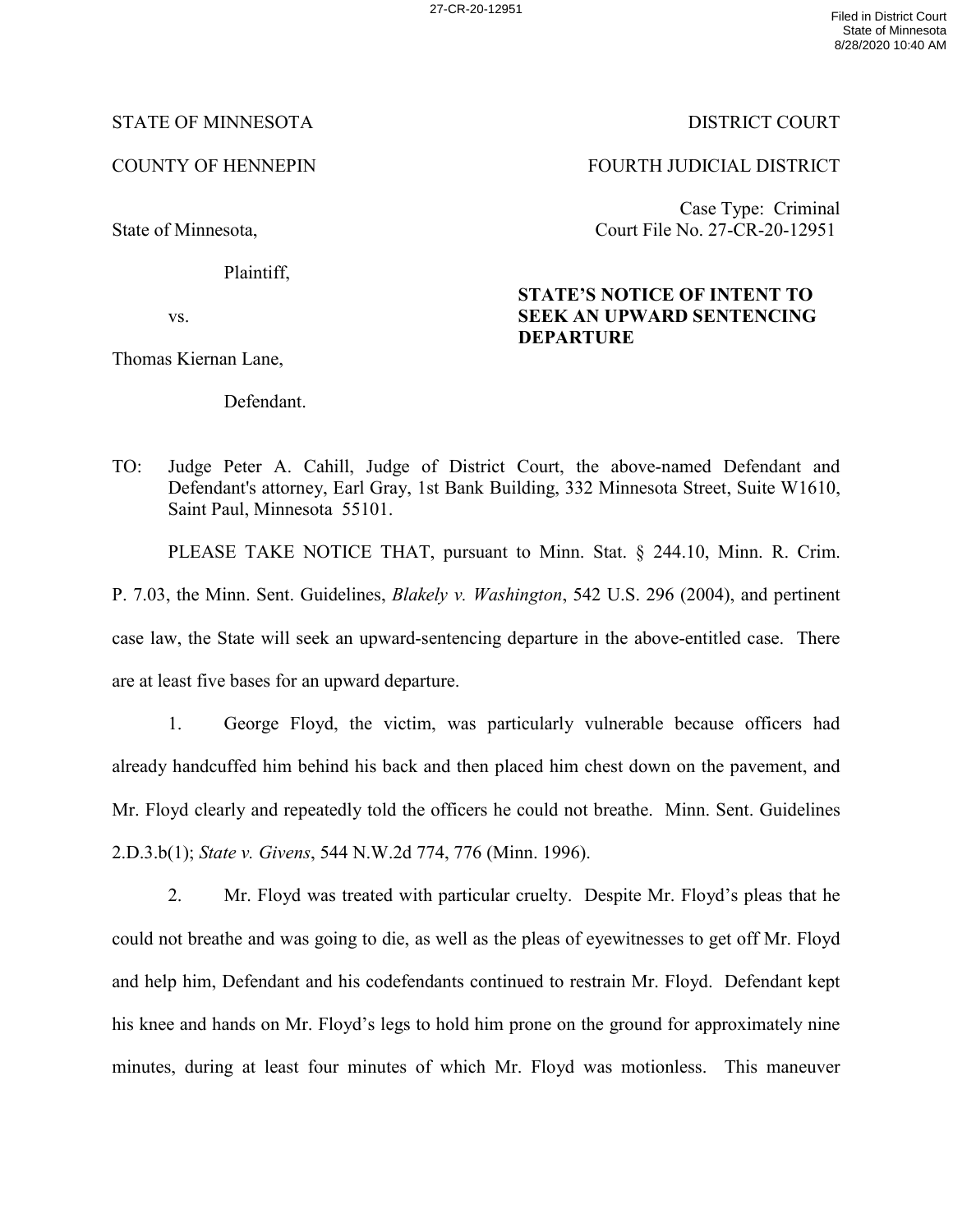STATE OF MINNESOTA DISTRICT COURT

COUNTY OF HENNEPIN FOURTH JUDICIAL DISTRICT

Case Type: Criminal
Court File No. 27-CR-20-12951

State of Minnesota,

Plaintiff,

vs.

Thomas Kiernan Lane,

Defendant.

**STATE'S NOTICE OF INTENT TO SEEK AN UPWARD SENTENCING DEPARTURE**

TO: Judge Peter A. Cahill, Judge of District Court, the above-named Defendant and Defendant's attorney, Earl Gray, 1st Bank Building, 332 Minnesota Street, Suite W1610, Saint Paul, Minnesota 55101.

PLEASE TAKE NOTICE THAT, pursuant to Minn. Stat. § 244.10, Minn. R. Crim. P. 7.03, the Minn. Sent. Guidelines, *Blakely v. Washington*, 542 U.S. 296 (2004), and pertinent case law, the State will seek an upward-sentencing departure in the above-entitled case. There are at least five bases for an upward departure.

1. George Floyd, the victim, was particularly vulnerable because officers had already handcuffed him behind his back and then placed him chest down on the pavement, and Mr. Floyd clearly and repeatedly told the officers he could not breathe. Minn. Sent. Guidelines 2.D.3.b(1); *State v. Givens*, 544 N.W.2d 774, 776 (Minn. 1996).

2. Mr. Floyd was treated with particular cruelty. Despite Mr. Floyd's pleas that he could not breathe and was going to die, as well as the pleas of eyewitnesses to get off Mr. Floyd and help him, Defendant and his codefendants continued to restrain Mr. Floyd. Defendant kept his knee and hands on Mr. Floyd's legs to hold him prone on the ground for approximately nine minutes, during at least four minutes of which Mr. Floyd was motionless. This maneuver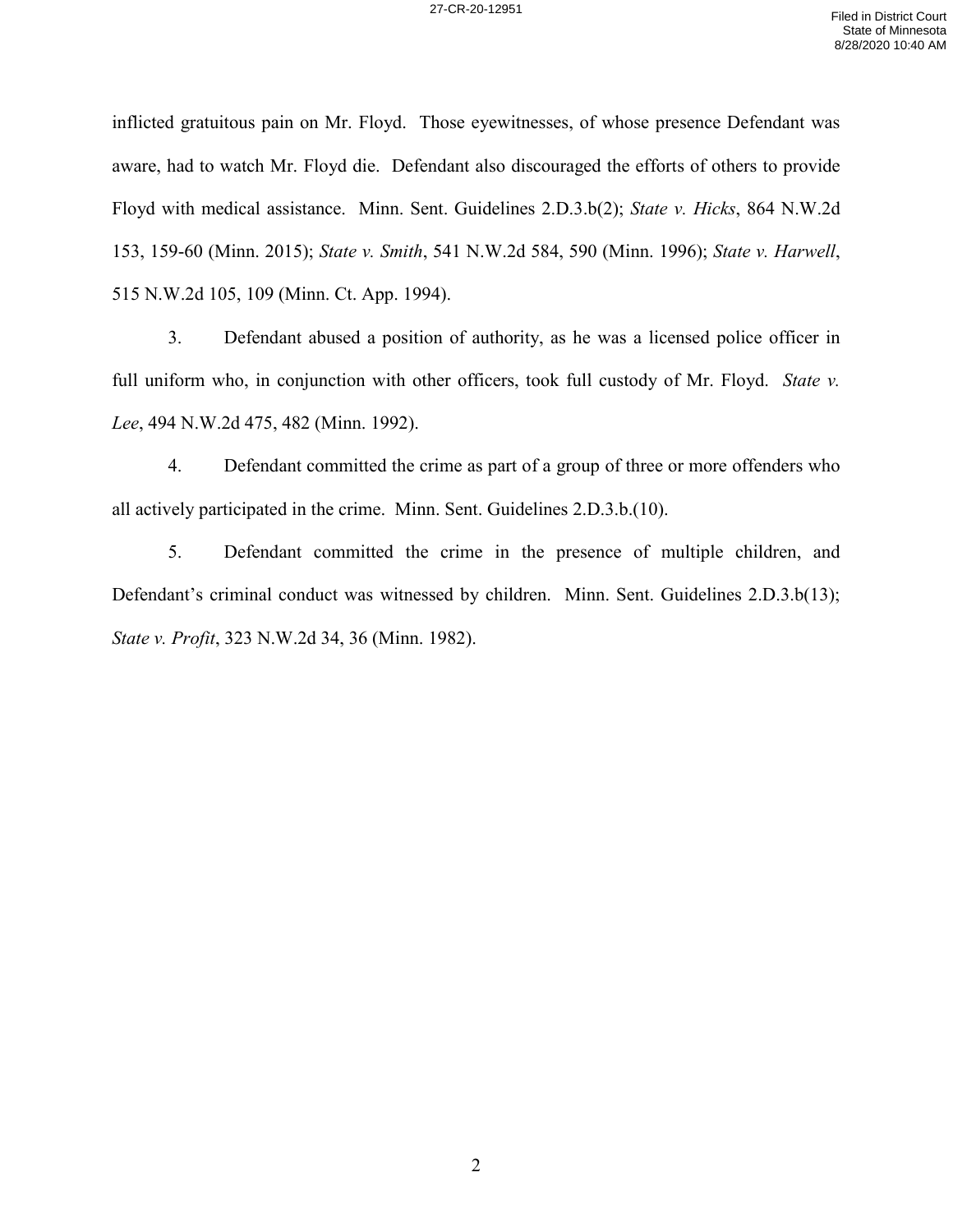inflicted gratuitous pain on Mr. Floyd. Those eyewitnesses, of whose presence Defendant was aware, had to watch Mr. Floyd die. Defendant also discouraged the efforts of others to provide Floyd with medical assistance. Minn. Sent. Guidelines 2.D.3.b(2); *State v. Hicks*, 864 N.W.2d 153, 159-60 (Minn. 2015); *State v. Smith*, 541 N.W.2d 584, 590 (Minn. 1996); *State v. Harwell*, 515 N.W.2d 105, 109 (Minn. Ct. App. 1994).

3. Defendant abused a position of authority, as he was a licensed police officer in full uniform who, in conjunction with other officers, took full custody of Mr. Floyd. *State v. Lee*, 494 N.W.2d 475, 482 (Minn. 1992).

4. Defendant committed the crime as part of a group of three or more offenders who all actively participated in the crime. Minn. Sent. Guidelines 2.D.3.b.(10).

5. Defendant committed the crime in the presence of multiple children, and Defendant's criminal conduct was witnessed by children. Minn. Sent. Guidelines 2.D.3.b(13); *State v. Profit*, 323 N.W.2d 34, 36 (Minn. 1982).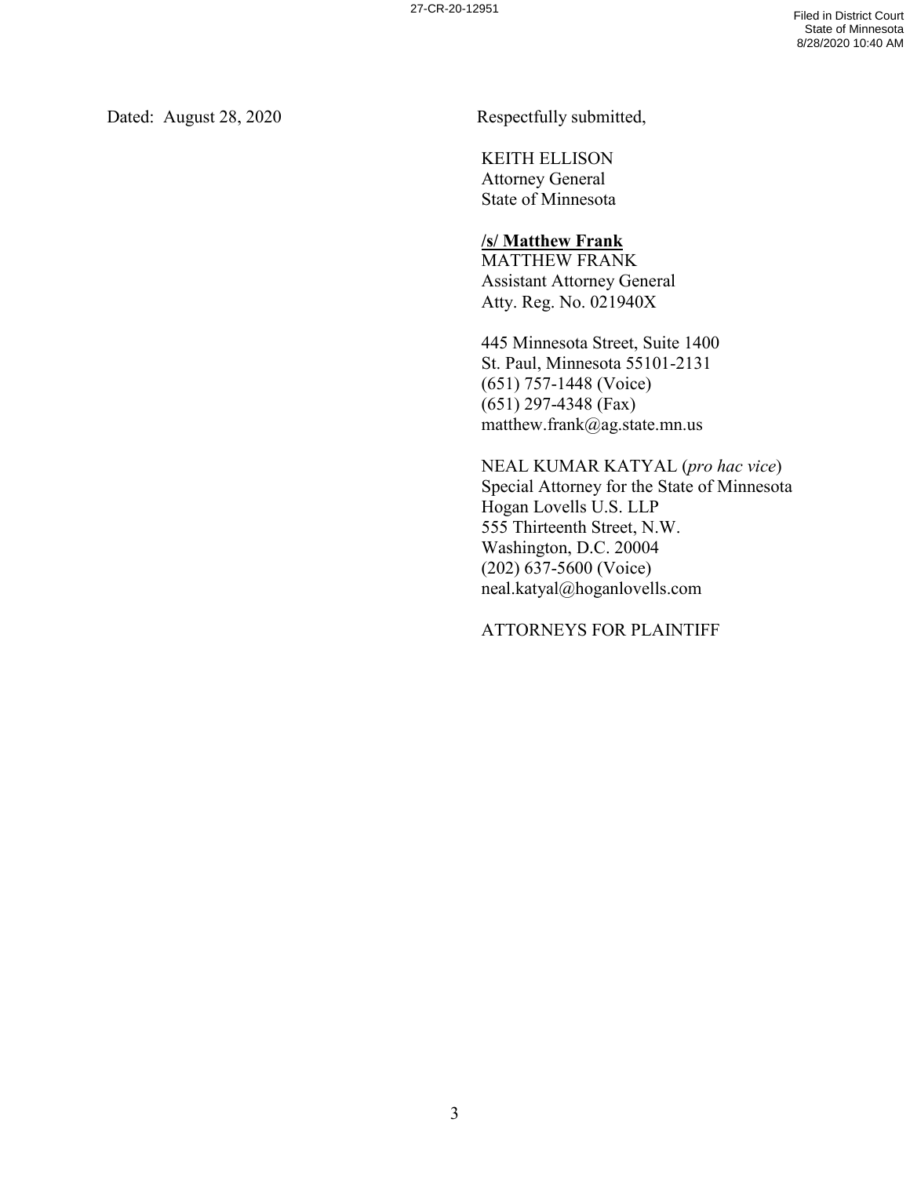Dated: August 28, 2020

Respectfully submitted,

KEITH ELLISON
Attorney General
State of Minnesota

**/s/ Matthew Frank**
MATTHEW FRANK
Assistant Attorney General
Atty. Reg. No. 021940X

445 Minnesota Street, Suite 1400
St. Paul, Minnesota 55101-2131
(651) 757-1448 (Voice)
(651) 297-4348 (Fax)
matthew.frank@ag.state.mn.us

NEAL KUMAR KATYAL (*pro hac vice*)
Special Attorney for the State of Minnesota
Hogan Lovells U.S. LLP
555 Thirteenth Street, N.W.
Washington, D.C. 20004
(202) 637-5600 (Voice)
neal.katyal@hoganlovells.com

ATTORNEYS FOR PLAINTIFF